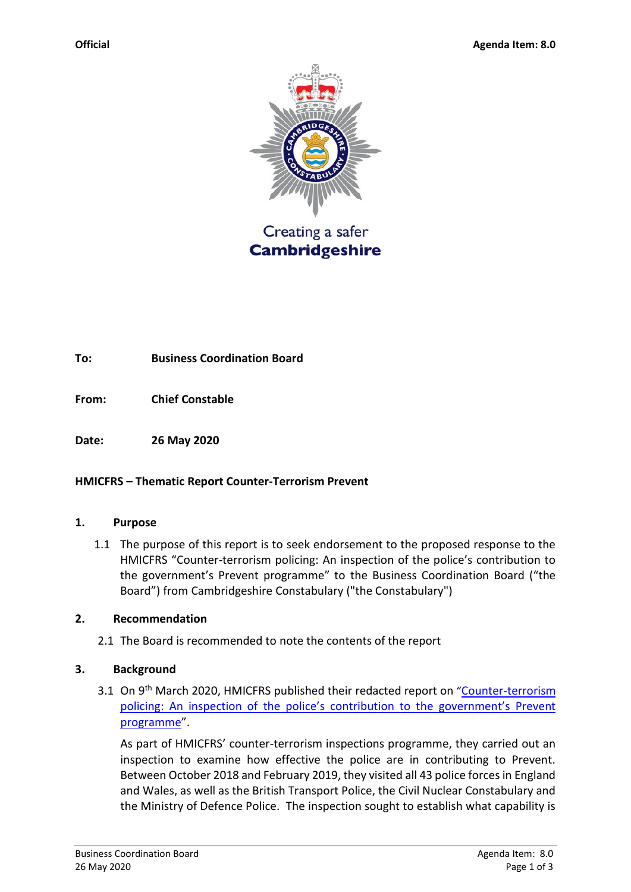**Official** **Agenda Item: 8.0**

Creating a safer **Cambridgeshire**

**To:** **Business Coordination Board**

**From:** **Chief Constable**

**Date:** **26 May 2020**

**HMICFRS – Thematic Report Counter-Terrorism Prevent**

## 1. Purpose

1.1 The purpose of this report is to seek endorsement to the proposed response to the HMICFRS "Counter-terrorism policing: An inspection of the police's contribution to the government's Prevent programme" to the Business Coordination Board ("the Board") from Cambridgeshire Constabulary ("the Constabulary")

## 2. Recommendation

2.1 The Board is recommended to note the contents of the report

## 3. Background

3.1 On 9th March 2020, HMICFRS published their redacted report on "Counter-terrorism policing: An inspection of the police's contribution to the government's Prevent programme".

As part of HMICFRS' counter-terrorism inspections programme, they carried out an inspection to examine how effective the police are in contributing to Prevent. Between October 2018 and February 2019, they visited all 43 police forces in England and Wales, as well as the British Transport Police, the Civil Nuclear Constabulary and the Ministry of Defence Police. The inspection sought to establish what capability is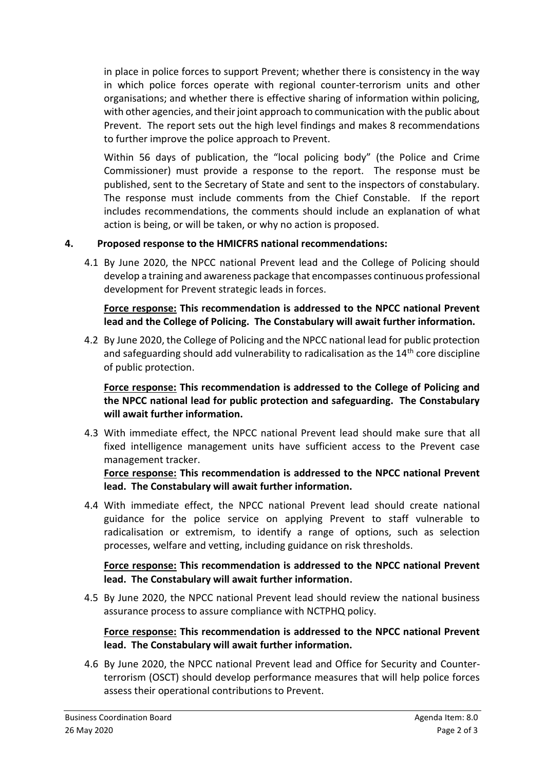in place in police forces to support Prevent; whether there is consistency in the way in which police forces operate with regional counter-terrorism units and other organisations; and whether there is effective sharing of information within policing, with other agencies, and their joint approach to communication with the public about Prevent. The report sets out the high level findings and makes 8 recommendations to further improve the police approach to Prevent.

Within 56 days of publication, the "local policing body" (the Police and Crime Commissioner) must provide a response to the report. The response must be published, sent to the Secretary of State and sent to the inspectors of constabulary. The response must include comments from the Chief Constable. If the report includes recommendations, the comments should include an explanation of what action is being, or will be taken, or why no action is proposed.

## 4. Proposed response to the HMICFRS national recommendations:

4.1 By June 2020, the NPCC national Prevent lead and the College of Policing should develop a training and awareness package that encompasses continuous professional development for Prevent strategic leads in forces.

**Force response: This recommendation is addressed to the NPCC national Prevent lead and the College of Policing. The Constabulary will await further information.**

4.2 By June 2020, the College of Policing and the NPCC national lead for public protection and safeguarding should add vulnerability to radicalisation as the 14th core discipline of public protection.

**Force response: This recommendation is addressed to the College of Policing and the NPCC national lead for public protection and safeguarding. The Constabulary will await further information.**

4.3 With immediate effect, the NPCC national Prevent lead should make sure that all fixed intelligence management units have sufficient access to the Prevent case management tracker.

**Force response: This recommendation is addressed to the NPCC national Prevent lead. The Constabulary will await further information.**

4.4 With immediate effect, the NPCC national Prevent lead should create national guidance for the police service on applying Prevent to staff vulnerable to radicalisation or extremism, to identify a range of options, such as selection processes, welfare and vetting, including guidance on risk thresholds.

**Force response: This recommendation is addressed to the NPCC national Prevent lead. The Constabulary will await further information.**

4.5 By June 2020, the NPCC national Prevent lead should review the national business assurance process to assure compliance with NCTPHQ policy.

**Force response: This recommendation is addressed to the NPCC national Prevent lead. The Constabulary will await further information.**

4.6 By June 2020, the NPCC national Prevent lead and Office for Security and Counter-terrorism (OSCT) should develop performance measures that will help police forces assess their operational contributions to Prevent.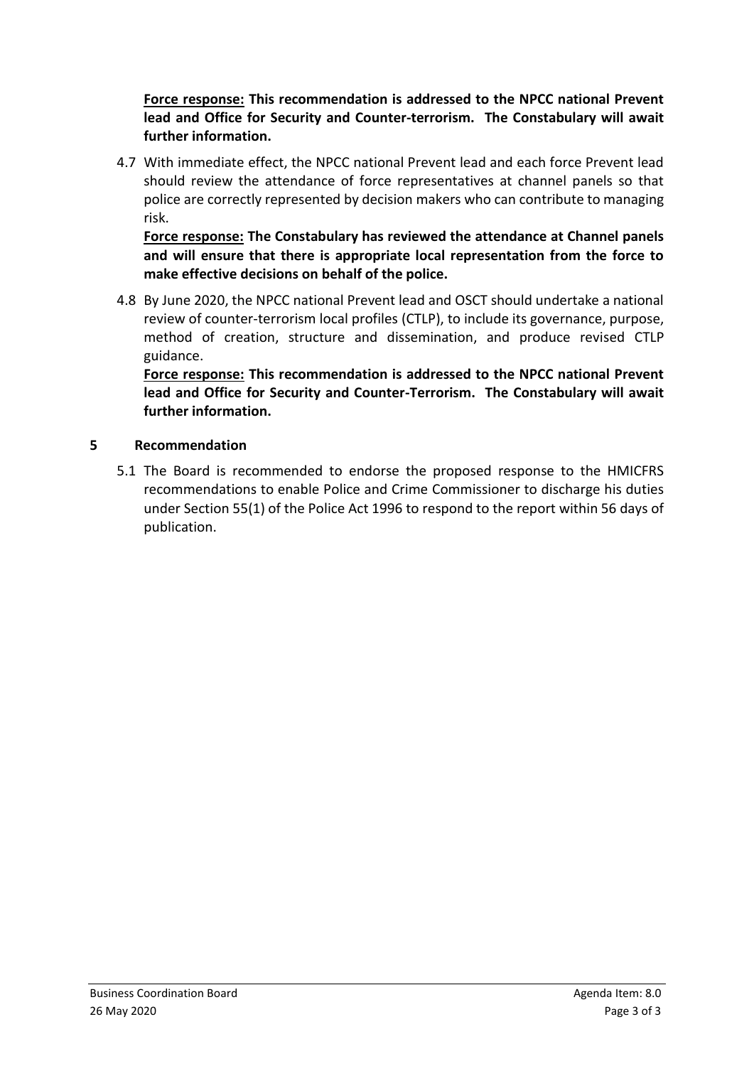**Force response: This recommendation is addressed to the NPCC national Prevent lead and Office for Security and Counter-terrorism. The Constabulary will await further information.**

4.7 With immediate effect, the NPCC national Prevent lead and each force Prevent lead should review the attendance of force representatives at channel panels so that police are correctly represented by decision makers who can contribute to managing risk.

**Force response: The Constabulary has reviewed the attendance at Channel panels and will ensure that there is appropriate local representation from the force to make effective decisions on behalf of the police.**

4.8 By June 2020, the NPCC national Prevent lead and OSCT should undertake a national review of counter-terrorism local profiles (CTLP), to include its governance, purpose, method of creation, structure and dissemination, and produce revised CTLP guidance.

**Force response: This recommendation is addressed to the NPCC national Prevent lead and Office for Security and Counter-Terrorism. The Constabulary will await further information.**

## 5 Recommendation

5.1 The Board is recommended to endorse the proposed response to the HMICFRS recommendations to enable Police and Crime Commissioner to discharge his duties under Section 55(1) of the Police Act 1996 to respond to the report within 56 days of publication.